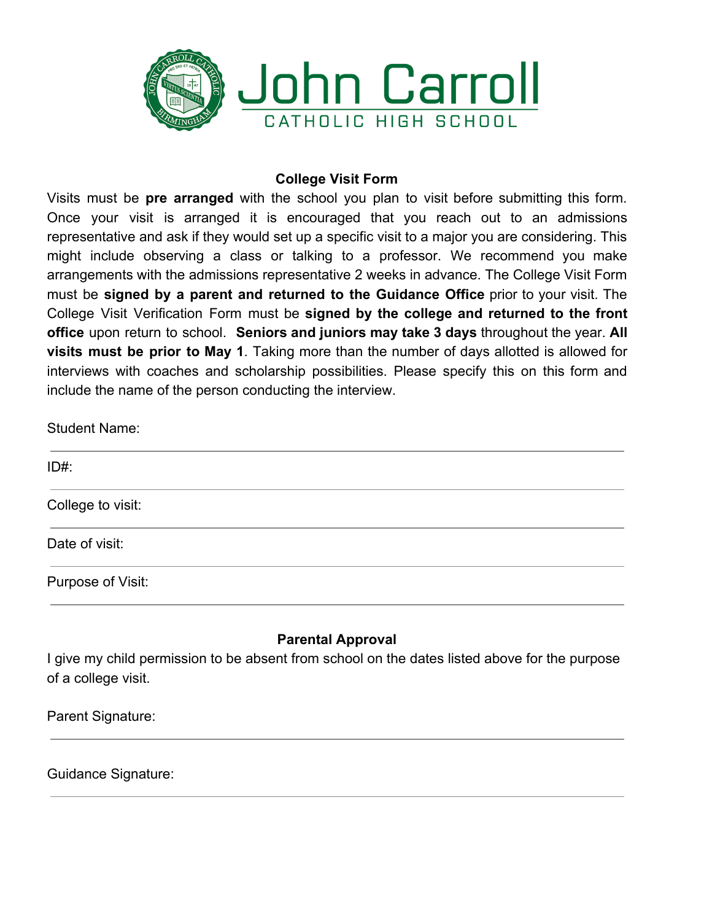# John Carroll

CATHOLIC HIGH SCHOOL

## College Visit Form

Visits must be **pre arranged** with the school you plan to visit before submitting this form. Once your visit is arranged it is encouraged that you reach out to an admissions representative and ask if they would set up a specific visit to a major you are considering. This might include observing a class or talking to a professor. We recommend you make arrangements with the admissions representative 2 weeks in advance. The College Visit Form must be **signed by a parent and returned to the Guidance Office** prior to your visit. The College Visit Verification Form must be **signed by the college and returned to the front office** upon return to school. **Seniors and juniors may take 3 days** throughout the year. **All visits must be prior to May 1**. Taking more than the number of days allotted is allowed for interviews with coaches and scholarship possibilities. Please specify this on this form and include the name of the person conducting the interview.

Student Name:

---

ID#:

---

College to visit:

---

Date of visit:

---

Purpose of Visit:

---

## Parental Approval

I give my child permission to be absent from school on the dates listed above for the purpose of a college visit.

Parent Signature:

---

Guidance Signature:

---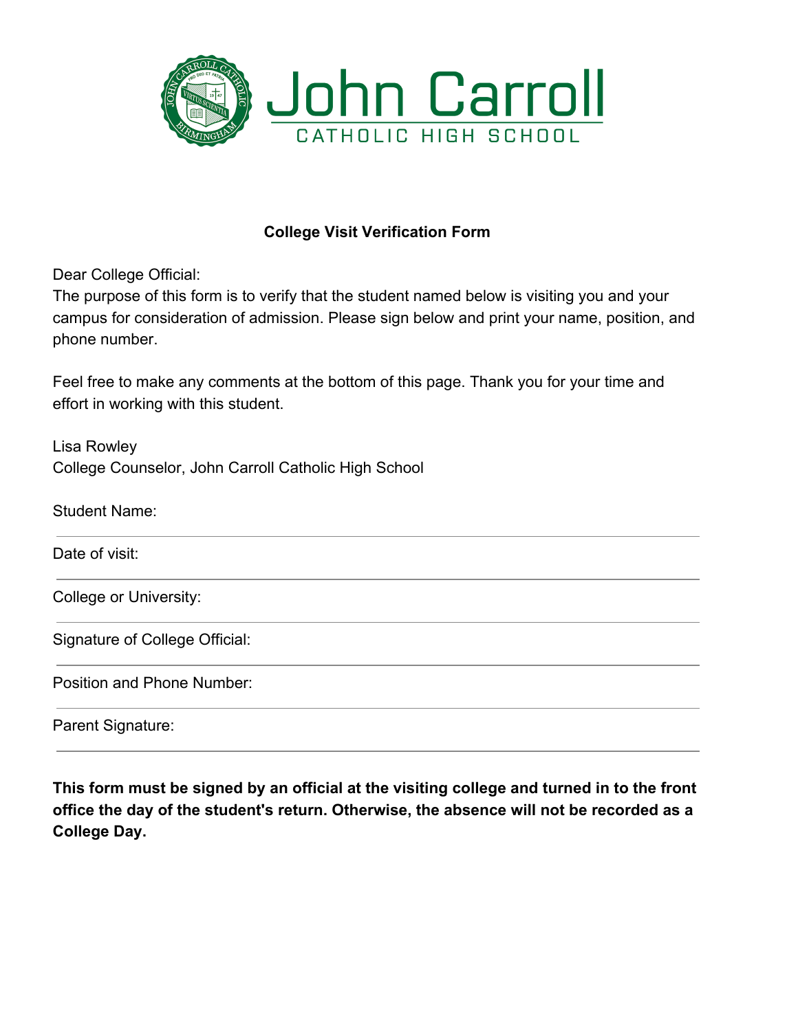John Carroll

CATHOLIC HIGH SCHOOL

**College Visit Verification Form**

Dear College Official:

The purpose of this form is to verify that the student named below is visiting you and your campus for consideration of admission. Please sign below and print your name, position, and phone number.

Feel free to make any comments at the bottom of this page. Thank you for your time and effort in working with this student.

Lisa Rowley
College Counselor, John Carroll Catholic High School

Student Name: ______________________________

Date of visit: ______________________________

College or University: ______________________________

Signature of College Official: ______________________________

Position and Phone Number: ______________________________

Parent Signature: ______________________________

**This form must be signed by an official at the visiting college and turned in to the front office the day of the student's return. Otherwise, the absence will not be recorded as a College Day.**